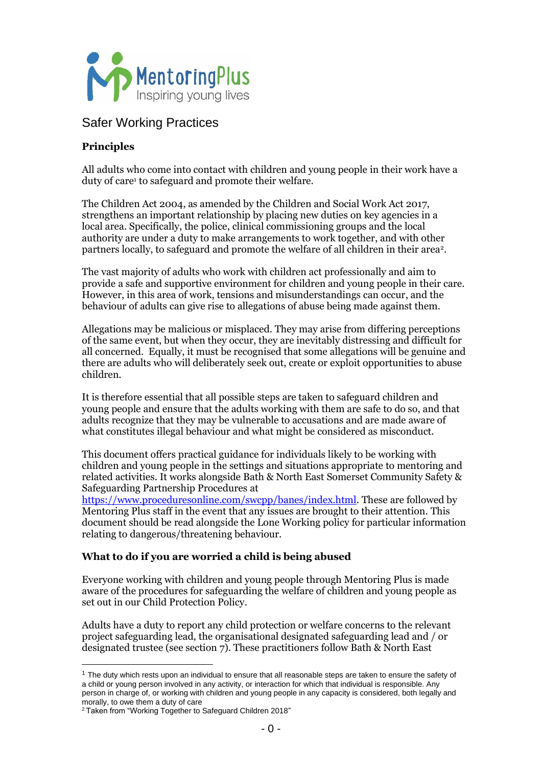MentoringPlus
Inspiring young lives

# Safer Working Practices

## Principles

All adults who come into contact with children and young people in their work have a duty of care[1] to safeguard and promote their welfare.

The Children Act 2004, as amended by the Children and Social Work Act 2017, strengthens an important relationship by placing new duties on key agencies in a local area. Specifically, the police, clinical commissioning groups and the local authority are under a duty to make arrangements to work together, and with other partners locally, to safeguard and promote the welfare of all children in their area[2].

The vast majority of adults who work with children act professionally and aim to provide a safe and supportive environment for children and young people in their care. However, in this area of work, tensions and misunderstandings can occur, and the behaviour of adults can give rise to allegations of abuse being made against them.

Allegations may be malicious or misplaced. They may arise from differing perceptions of the same event, but when they occur, they are inevitably distressing and difficult for all concerned. Equally, it must be recognised that some allegations will be genuine and there are adults who will deliberately seek out, create or exploit opportunities to abuse children.

It is therefore essential that all possible steps are taken to safeguard children and young people and ensure that the adults working with them are safe to do so, and that adults recognize that they may be vulnerable to accusations and are made aware of what constitutes illegal behaviour and what might be considered as misconduct.

This document offers practical guidance for individuals likely to be working with children and young people in the settings and situations appropriate to mentoring and related activities. It works alongside Bath & North East Somerset Community Safety & Safeguarding Partnership Procedures at https://www.proceduresonline.com/swcpp/banes/index.html. These are followed by Mentoring Plus staff in the event that any issues are brought to their attention. This document should be read alongside the Lone Working policy for particular information relating to dangerous/threatening behaviour.

## What to do if you are worried a child is being abused

Everyone working with children and young people through Mentoring Plus is made aware of the procedures for safeguarding the welfare of children and young people as set out in our Child Protection Policy.

Adults have a duty to report any child protection or welfare concerns to the relevant project safeguarding lead, the organisational designated safeguarding lead and / or designated trustee (see section 7). These practitioners follow Bath & North East

[1] The duty which rests upon an individual to ensure that all reasonable steps are taken to ensure the safety of a child or young person involved in any activity, or interaction for which that individual is responsible. Any person in charge of, or working with children and young people in any capacity is considered, both legally and morally, to owe them a duty of care

[2] Taken from "Working Together to Safeguard Children 2018"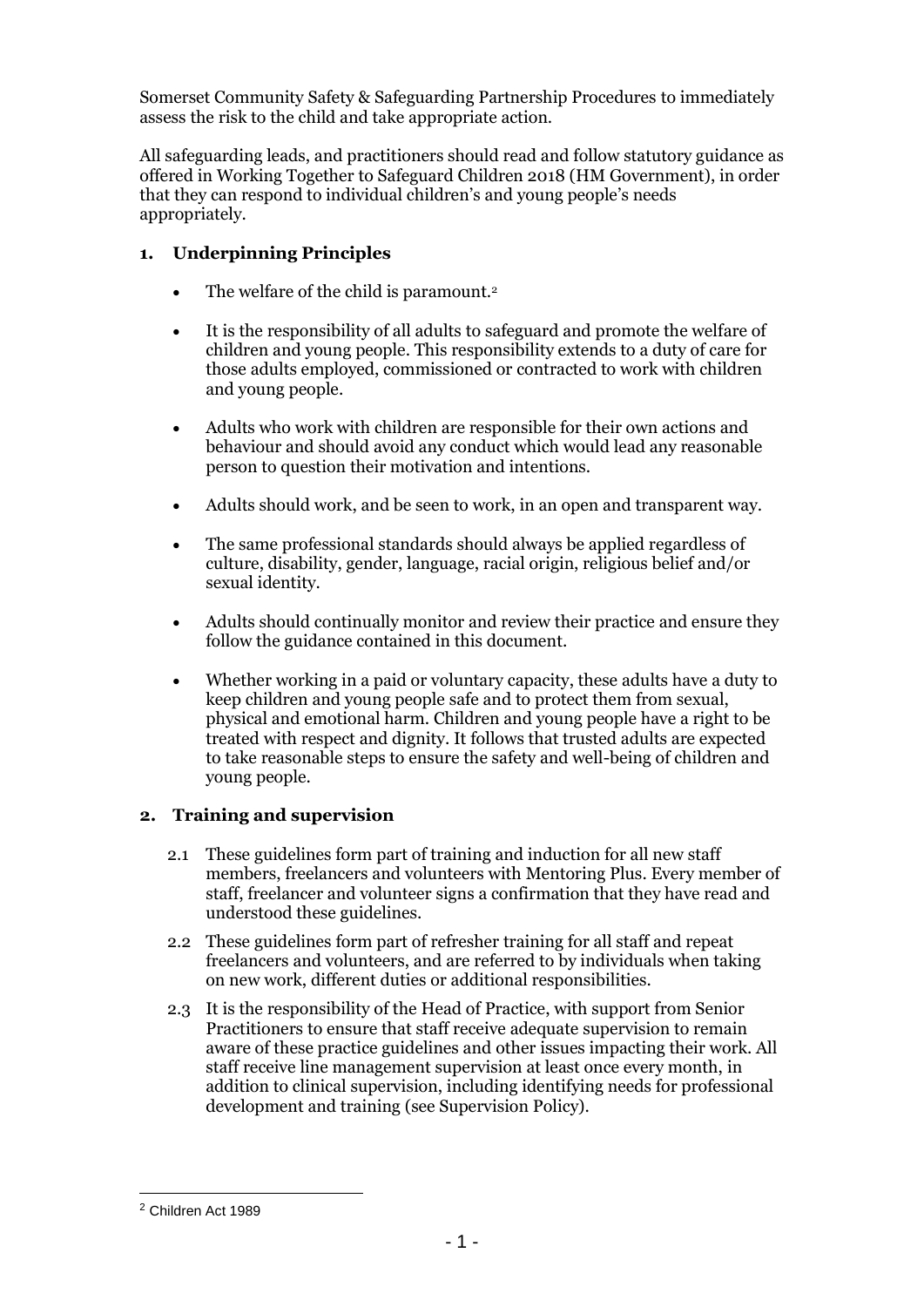Somerset Community Safety & Safeguarding Partnership Procedures to immediately assess the risk to the child and take appropriate action.

All safeguarding leads, and practitioners should read and follow statutory guidance as offered in Working Together to Safeguard Children 2018 (HM Government), in order that they can respond to individual children's and young people's needs appropriately.

## 1. Underpinning Principles

- The welfare of the child is paramount.[2]
- It is the responsibility of all adults to safeguard and promote the welfare of children and young people. This responsibility extends to a duty of care for those adults employed, commissioned or contracted to work with children and young people.
- Adults who work with children are responsible for their own actions and behaviour and should avoid any conduct which would lead any reasonable person to question their motivation and intentions.
- Adults should work, and be seen to work, in an open and transparent way.
- The same professional standards should always be applied regardless of culture, disability, gender, language, racial origin, religious belief and/or sexual identity.
- Adults should continually monitor and review their practice and ensure they follow the guidance contained in this document.
- Whether working in a paid or voluntary capacity, these adults have a duty to keep children and young people safe and to protect them from sexual, physical and emotional harm. Children and young people have a right to be treated with respect and dignity. It follows that trusted adults are expected to take reasonable steps to ensure the safety and well-being of children and young people.

## 2. Training and supervision

2.1 These guidelines form part of training and induction for all new staff members, freelancers and volunteers with Mentoring Plus. Every member of staff, freelancer and volunteer signs a confirmation that they have read and understood these guidelines.

2.2 These guidelines form part of refresher training for all staff and repeat freelancers and volunteers, and are referred to by individuals when taking on new work, different duties or additional responsibilities.

2.3 It is the responsibility of the Head of Practice, with support from Senior Practitioners to ensure that staff receive adequate supervision to remain aware of these practice guidelines and other issues impacting their work. All staff receive line management supervision at least once every month, in addition to clinical supervision, including identifying needs for professional development and training (see Supervision Policy).

---

[2] Children Act 1989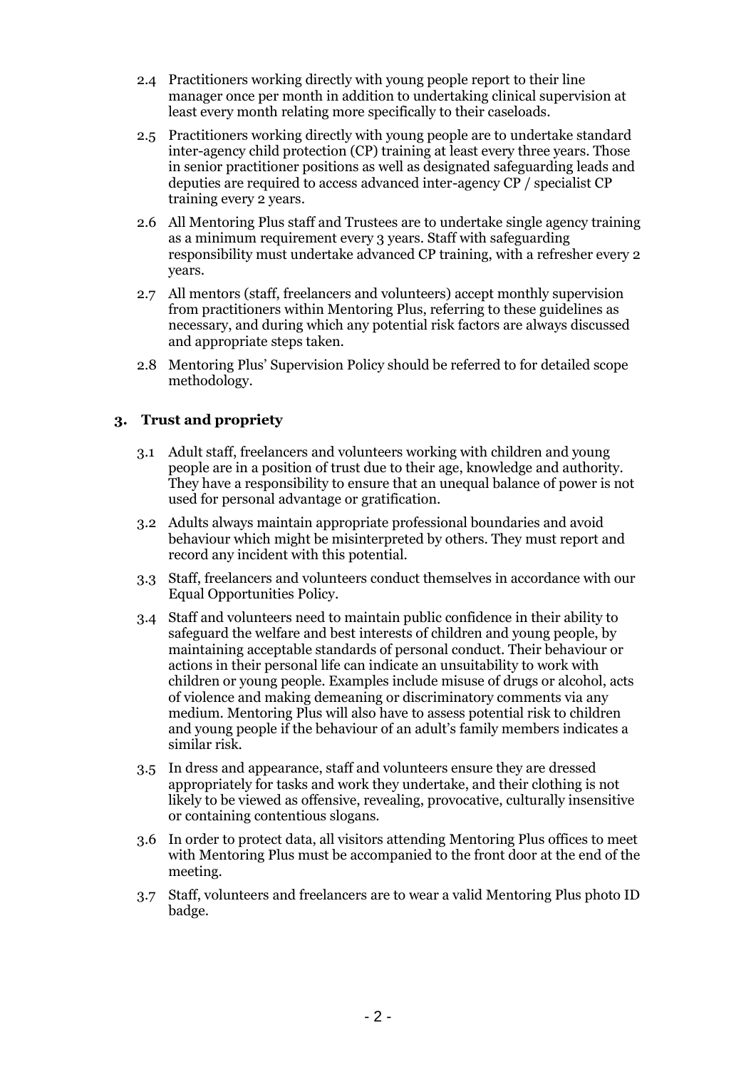2.4 Practitioners working directly with young people report to their line manager once per month in addition to undertaking clinical supervision at least every month relating more specifically to their caseloads.

2.5 Practitioners working directly with young people are to undertake standard inter-agency child protection (CP) training at least every three years. Those in senior practitioner positions as well as designated safeguarding leads and deputies are required to access advanced inter-agency CP / specialist CP training every 2 years.

2.6 All Mentoring Plus staff and Trustees are to undertake single agency training as a minimum requirement every 3 years. Staff with safeguarding responsibility must undertake advanced CP training, with a refresher every 2 years.

2.7 All mentors (staff, freelancers and volunteers) accept monthly supervision from practitioners within Mentoring Plus, referring to these guidelines as necessary, and during which any potential risk factors are always discussed and appropriate steps taken.

2.8 Mentoring Plus' Supervision Policy should be referred to for detailed scope methodology.

### 3. Trust and propriety

3.1 Adult staff, freelancers and volunteers working with children and young people are in a position of trust due to their age, knowledge and authority. They have a responsibility to ensure that an unequal balance of power is not used for personal advantage or gratification.

3.2 Adults always maintain appropriate professional boundaries and avoid behaviour which might be misinterpreted by others. They must report and record any incident with this potential.

3.3 Staff, freelancers and volunteers conduct themselves in accordance with our Equal Opportunities Policy.

3.4 Staff and volunteers need to maintain public confidence in their ability to safeguard the welfare and best interests of children and young people, by maintaining acceptable standards of personal conduct. Their behaviour or actions in their personal life can indicate an unsuitability to work with children or young people. Examples include misuse of drugs or alcohol, acts of violence and making demeaning or discriminatory comments via any medium. Mentoring Plus will also have to assess potential risk to children and young people if the behaviour of an adult's family members indicates a similar risk.

3.5 In dress and appearance, staff and volunteers ensure they are dressed appropriately for tasks and work they undertake, and their clothing is not likely to be viewed as offensive, revealing, provocative, culturally insensitive or containing contentious slogans.

3.6 In order to protect data, all visitors attending Mentoring Plus offices to meet with Mentoring Plus must be accompanied to the front door at the end of the meeting.

3.7 Staff, volunteers and freelancers are to wear a valid Mentoring Plus photo ID badge.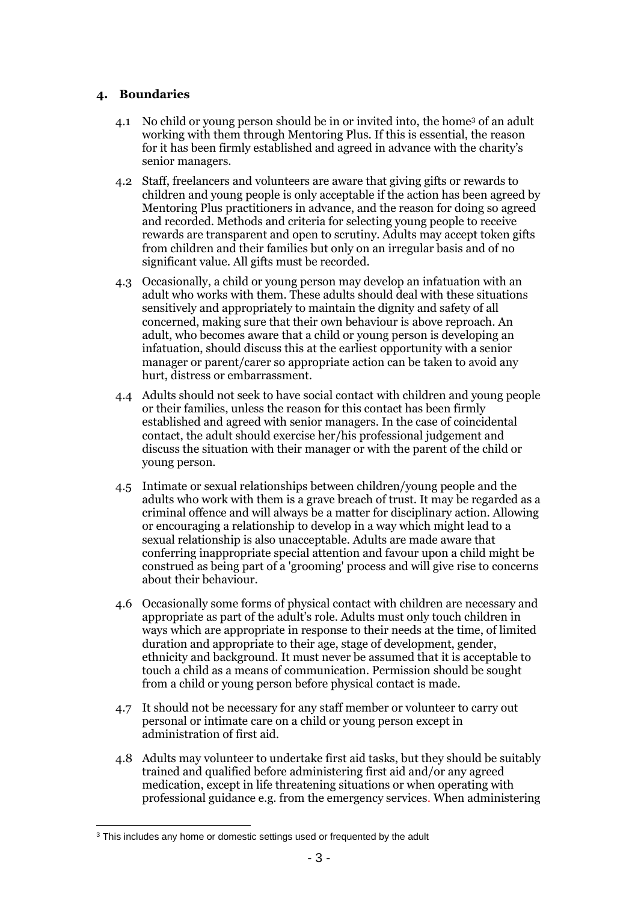## 4. Boundaries

4.1 No child or young person should be in or invited into, the home[3] of an adult working with them through Mentoring Plus. If this is essential, the reason for it has been firmly established and agreed in advance with the charity's senior managers.

4.2 Staff, freelancers and volunteers are aware that giving gifts or rewards to children and young people is only acceptable if the action has been agreed by Mentoring Plus practitioners in advance, and the reason for doing so agreed and recorded. Methods and criteria for selecting young people to receive rewards are transparent and open to scrutiny. Adults may accept token gifts from children and their families but only on an irregular basis and of no significant value. All gifts must be recorded.

4.3 Occasionally, a child or young person may develop an infatuation with an adult who works with them. These adults should deal with these situations sensitively and appropriately to maintain the dignity and safety of all concerned, making sure that their own behaviour is above reproach. An adult, who becomes aware that a child or young person is developing an infatuation, should discuss this at the earliest opportunity with a senior manager or parent/carer so appropriate action can be taken to avoid any hurt, distress or embarrassment.

4.4 Adults should not seek to have social contact with children and young people or their families, unless the reason for this contact has been firmly established and agreed with senior managers. In the case of coincidental contact, the adult should exercise her/his professional judgement and discuss the situation with their manager or with the parent of the child or young person.

4.5 Intimate or sexual relationships between children/young people and the adults who work with them is a grave breach of trust. It may be regarded as a criminal offence and will always be a matter for disciplinary action. Allowing or encouraging a relationship to develop in a way which might lead to a sexual relationship is also unacceptable. Adults are made aware that conferring inappropriate special attention and favour upon a child might be construed as being part of a 'grooming' process and will give rise to concerns about their behaviour.

4.6 Occasionally some forms of physical contact with children are necessary and appropriate as part of the adult's role. Adults must only touch children in ways which are appropriate in response to their needs at the time, of limited duration and appropriate to their age, stage of development, gender, ethnicity and background. It must never be assumed that it is acceptable to touch a child as a means of communication. Permission should be sought from a child or young person before physical contact is made.

4.7 It should not be necessary for any staff member or volunteer to carry out personal or intimate care on a child or young person except in administration of first aid.

4.8 Adults may volunteer to undertake first aid tasks, but they should be suitably trained and qualified before administering first aid and/or any agreed medication, except in life threatening situations or when operating with professional guidance e.g. from the emergency services. When administering

[3] This includes any home or domestic settings used or frequented by the adult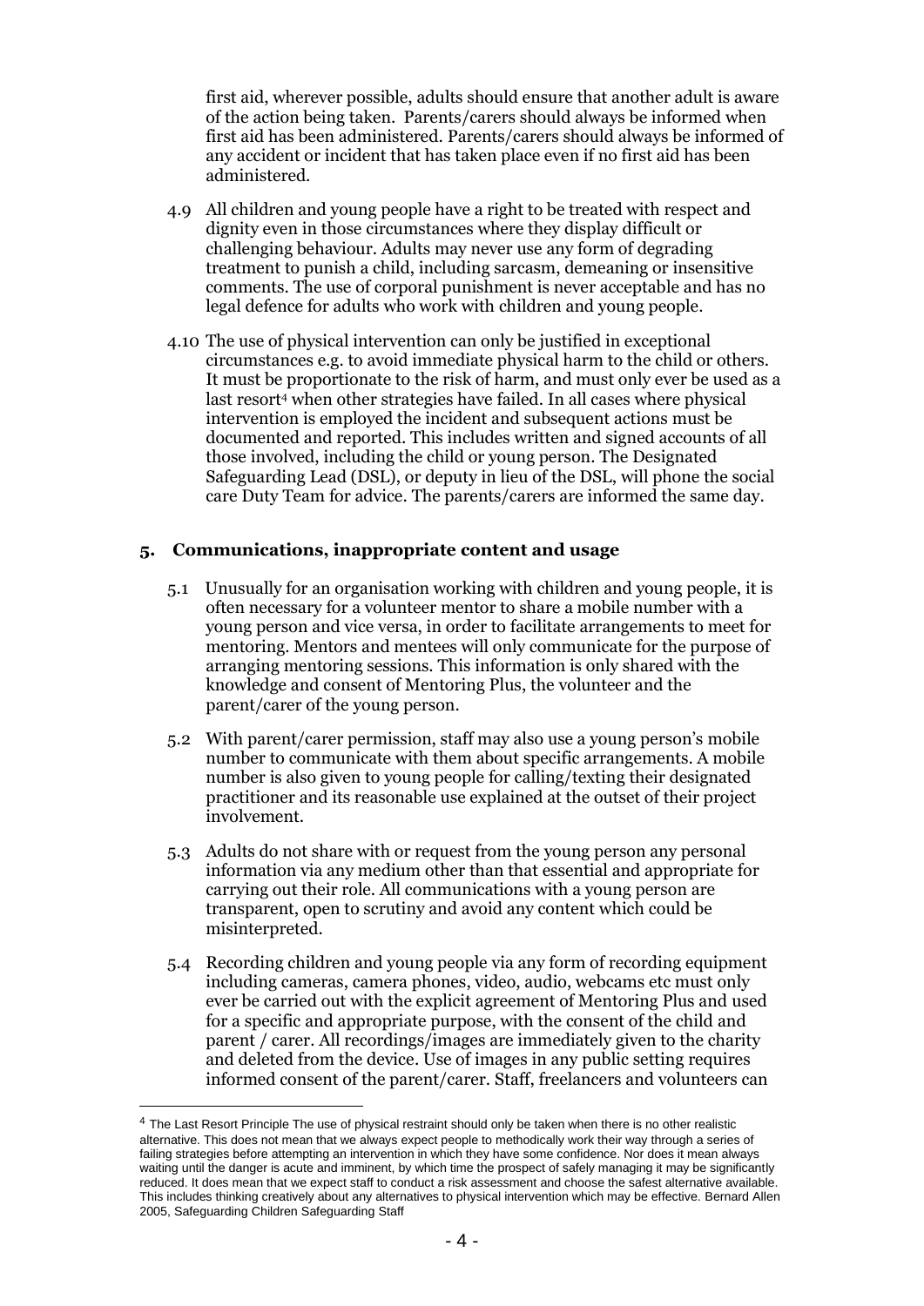first aid, wherever possible, adults should ensure that another adult is aware of the action being taken. Parents/carers should always be informed when first aid has been administered. Parents/carers should always be informed of any accident or incident that has taken place even if no first aid has been administered.

4.9 All children and young people have a right to be treated with respect and dignity even in those circumstances where they display difficult or challenging behaviour. Adults may never use any form of degrading treatment to punish a child, including sarcasm, demeaning or insensitive comments. The use of corporal punishment is never acceptable and has no legal defence for adults who work with children and young people.

4.10 The use of physical intervention can only be justified in exceptional circumstances e.g. to avoid immediate physical harm to the child or others. It must be proportionate to the risk of harm, and must only ever be used as a last resort[4] when other strategies have failed. In all cases where physical intervention is employed the incident and subsequent actions must be documented and reported. This includes written and signed accounts of all those involved, including the child or young person. The Designated Safeguarding Lead (DSL), or deputy in lieu of the DSL, will phone the social care Duty Team for advice. The parents/carers are informed the same day.

## 5. Communications, inappropriate content and usage

5.1 Unusually for an organisation working with children and young people, it is often necessary for a volunteer mentor to share a mobile number with a young person and vice versa, in order to facilitate arrangements to meet for mentoring. Mentors and mentees will only communicate for the purpose of arranging mentoring sessions. This information is only shared with the knowledge and consent of Mentoring Plus, the volunteer and the parent/carer of the young person.

5.2 With parent/carer permission, staff may also use a young person's mobile number to communicate with them about specific arrangements. A mobile number is also given to young people for calling/texting their designated practitioner and its reasonable use explained at the outset of their project involvement.

5.3 Adults do not share with or request from the young person any personal information via any medium other than that essential and appropriate for carrying out their role. All communications with a young person are transparent, open to scrutiny and avoid any content which could be misinterpreted.

5.4 Recording children and young people via any form of recording equipment including cameras, camera phones, video, audio, webcams etc must only ever be carried out with the explicit agreement of Mentoring Plus and used for a specific and appropriate purpose, with the consent of the child and parent / carer. All recordings/images are immediately given to the charity and deleted from the device. Use of images in any public setting requires informed consent of the parent/carer. Staff, freelancers and volunteers can

---

[4] The Last Resort Principle The use of physical restraint should only be taken when there is no other realistic alternative. This does not mean that we always expect people to methodically work their way through a series of failing strategies before attempting an intervention in which they have some confidence. Nor does it mean always waiting until the danger is acute and imminent, by which time the prospect of safely managing it may be significantly reduced. It does mean that we expect staff to conduct a risk assessment and choose the safest alternative available. This includes thinking creatively about any alternatives to physical intervention which may be effective. Bernard Allen 2005, Safeguarding Children Safeguarding Staff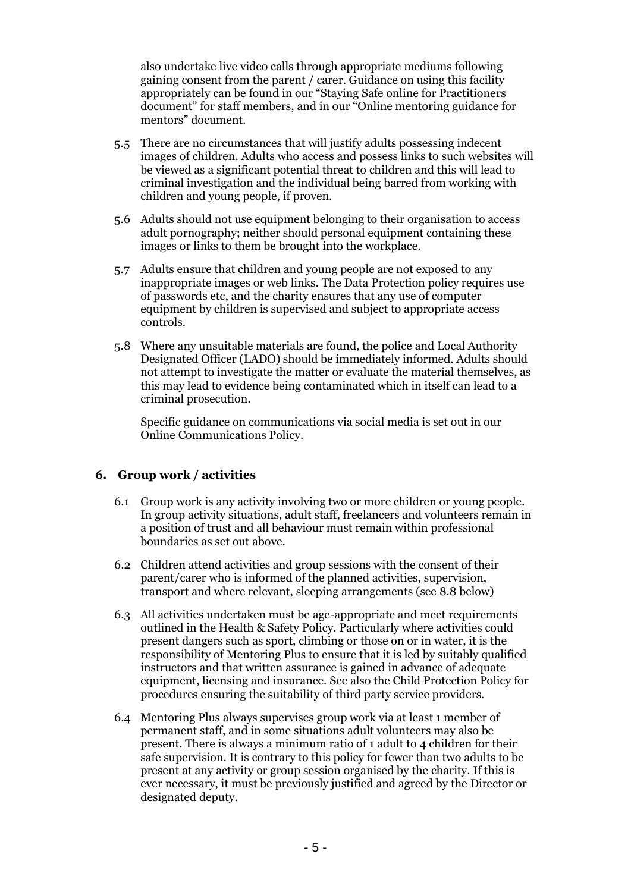also undertake live video calls through appropriate mediums following gaining consent from the parent / carer. Guidance on using this facility appropriately can be found in our "Staying Safe online for Practitioners document" for staff members, and in our "Online mentoring guidance for mentors" document.

5.5 There are no circumstances that will justify adults possessing indecent images of children. Adults who access and possess links to such websites will be viewed as a significant potential threat to children and this will lead to criminal investigation and the individual being barred from working with children and young people, if proven.

5.6 Adults should not use equipment belonging to their organisation to access adult pornography; neither should personal equipment containing these images or links to them be brought into the workplace.

5.7 Adults ensure that children and young people are not exposed to any inappropriate images or web links. The Data Protection policy requires use of passwords etc, and the charity ensures that any use of computer equipment by children is supervised and subject to appropriate access controls.

5.8 Where any unsuitable materials are found, the police and Local Authority Designated Officer (LADO) should be immediately informed. Adults should not attempt to investigate the matter or evaluate the material themselves, as this may lead to evidence being contaminated which in itself can lead to a criminal prosecution.

Specific guidance on communications via social media is set out in our Online Communications Policy.

## 6. Group work / activities

6.1 Group work is any activity involving two or more children or young people. In group activity situations, adult staff, freelancers and volunteers remain in a position of trust and all behaviour must remain within professional boundaries as set out above.

6.2 Children attend activities and group sessions with the consent of their parent/carer who is informed of the planned activities, supervision, transport and where relevant, sleeping arrangements (see 8.8 below)

6.3 All activities undertaken must be age-appropriate and meet requirements outlined in the Health & Safety Policy. Particularly where activities could present dangers such as sport, climbing or those on or in water, it is the responsibility of Mentoring Plus to ensure that it is led by suitably qualified instructors and that written assurance is gained in advance of adequate equipment, licensing and insurance. See also the Child Protection Policy for procedures ensuring the suitability of third party service providers.

6.4 Mentoring Plus always supervises group work via at least 1 member of permanent staff, and in some situations adult volunteers may also be present. There is always a minimum ratio of 1 adult to 4 children for their safe supervision. It is contrary to this policy for fewer than two adults to be present at any activity or group session organised by the charity. If this is ever necessary, it must be previously justified and agreed by the Director or designated deputy.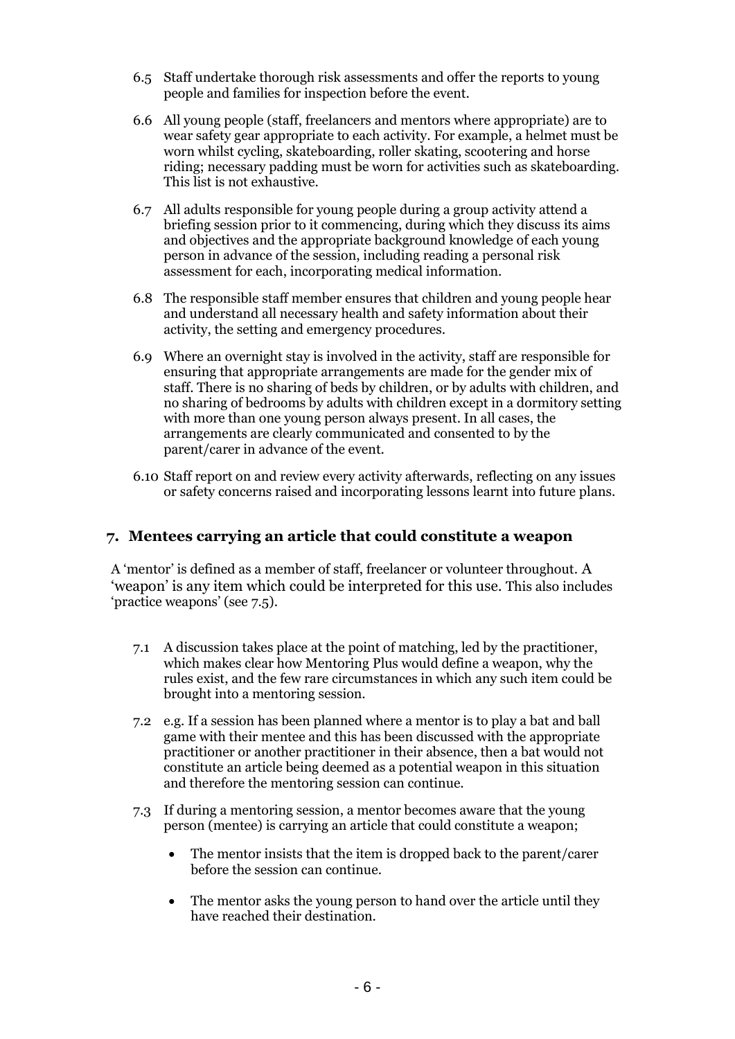6.5 Staff undertake thorough risk assessments and offer the reports to young people and families for inspection before the event.

6.6 All young people (staff, freelancers and mentors where appropriate) are to wear safety gear appropriate to each activity. For example, a helmet must be worn whilst cycling, skateboarding, roller skating, scootering and horse riding; necessary padding must be worn for activities such as skateboarding. This list is not exhaustive.

6.7 All adults responsible for young people during a group activity attend a briefing session prior to it commencing, during which they discuss its aims and objectives and the appropriate background knowledge of each young person in advance of the session, including reading a personal risk assessment for each, incorporating medical information.

6.8 The responsible staff member ensures that children and young people hear and understand all necessary health and safety information about their activity, the setting and emergency procedures.

6.9 Where an overnight stay is involved in the activity, staff are responsible for ensuring that appropriate arrangements are made for the gender mix of staff. There is no sharing of beds by children, or by adults with children, and no sharing of bedrooms by adults with children except in a dormitory setting with more than one young person always present. In all cases, the arrangements are clearly communicated and consented to by the parent/carer in advance of the event.

6.10 Staff report on and review every activity afterwards, reflecting on any issues or safety concerns raised and incorporating lessons learnt into future plans.

## 7. Mentees carrying an article that could constitute a weapon

A 'mentor' is defined as a member of staff, freelancer or volunteer throughout. A 'weapon' is any item which could be interpreted for this use. This also includes 'practice weapons' (see 7.5).

7.1 A discussion takes place at the point of matching, led by the practitioner, which makes clear how Mentoring Plus would define a weapon, why the rules exist, and the few rare circumstances in which any such item could be brought into a mentoring session.

7.2 e.g. If a session has been planned where a mentor is to play a bat and ball game with their mentee and this has been discussed with the appropriate practitioner or another practitioner in their absence, then a bat would not constitute an article being deemed as a potential weapon in this situation and therefore the mentoring session can continue.

7.3 If during a mentoring session, a mentor becomes aware that the young person (mentee) is carrying an article that could constitute a weapon;

- The mentor insists that the item is dropped back to the parent/carer before the session can continue.
- The mentor asks the young person to hand over the article until they have reached their destination.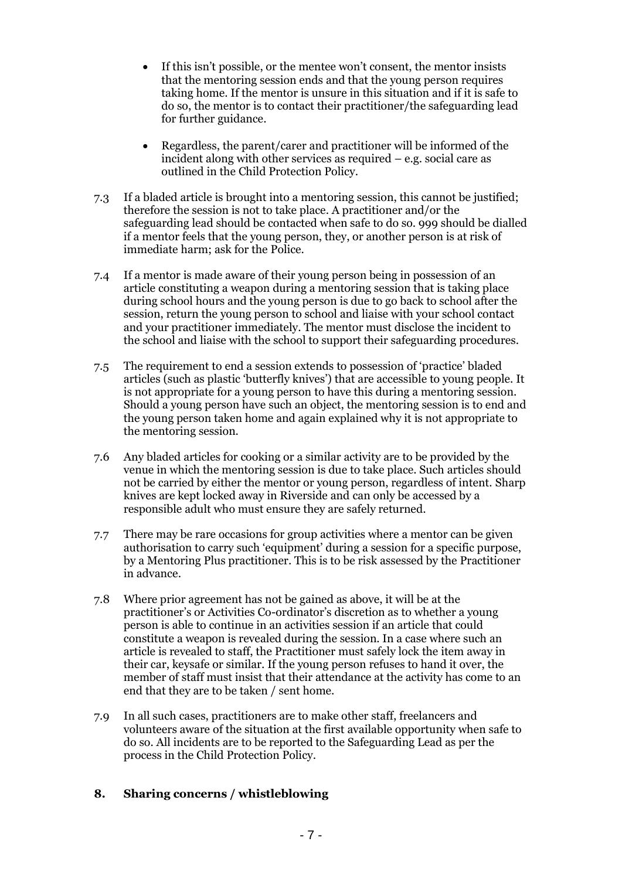- If this isn't possible, or the mentee won't consent, the mentor insists that the mentoring session ends and that the young person requires taking home. If the mentor is unsure in this situation and if it is safe to do so, the mentor is to contact their practitioner/the safeguarding lead for further guidance.

- Regardless, the parent/carer and practitioner will be informed of the incident along with other services as required – e.g. social care as outlined in the Child Protection Policy.

7.3 If a bladed article is brought into a mentoring session, this cannot be justified; therefore the session is not to take place. A practitioner and/or the safeguarding lead should be contacted when safe to do so. 999 should be dialled if a mentor feels that the young person, they, or another person is at risk of immediate harm; ask for the Police.

7.4 If a mentor is made aware of their young person being in possession of an article constituting a weapon during a mentoring session that is taking place during school hours and the young person is due to go back to school after the session, return the young person to school and liaise with your school contact and your practitioner immediately. The mentor must disclose the incident to the school and liaise with the school to support their safeguarding procedures.

7.5 The requirement to end a session extends to possession of 'practice' bladed articles (such as plastic 'butterfly knives') that are accessible to young people. It is not appropriate for a young person to have this during a mentoring session. Should a young person have such an object, the mentoring session is to end and the young person taken home and again explained why it is not appropriate to the mentoring session.

7.6 Any bladed articles for cooking or a similar activity are to be provided by the venue in which the mentoring session is due to take place. Such articles should not be carried by either the mentor or young person, regardless of intent. Sharp knives are kept locked away in Riverside and can only be accessed by a responsible adult who must ensure they are safely returned.

7.7 There may be rare occasions for group activities where a mentor can be given authorisation to carry such 'equipment' during a session for a specific purpose, by a Mentoring Plus practitioner. This is to be risk assessed by the Practitioner in advance.

7.8 Where prior agreement has not be gained as above, it will be at the practitioner's or Activities Co-ordinator's discretion as to whether a young person is able to continue in an activities session if an article that could constitute a weapon is revealed during the session. In a case where such an article is revealed to staff, the Practitioner must safely lock the item away in their car, keysafe or similar. If the young person refuses to hand it over, the member of staff must insist that their attendance at the activity has come to an end that they are to be taken / sent home.

7.9 In all such cases, practitioners are to make other staff, freelancers and volunteers aware of the situation at the first available opportunity when safe to do so. All incidents are to be reported to the Safeguarding Lead as per the process in the Child Protection Policy.

## 8. Sharing concerns / whistleblowing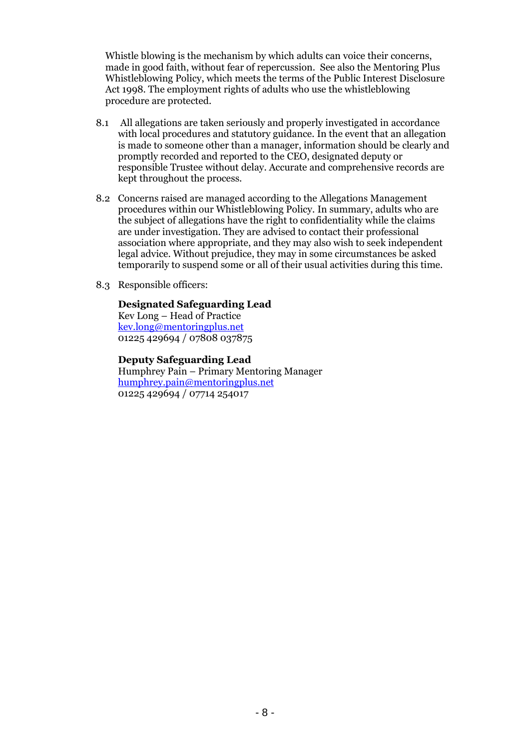Whistle blowing is the mechanism by which adults can voice their concerns, made in good faith, without fear of repercussion. See also the Mentoring Plus Whistleblowing Policy, which meets the terms of the Public Interest Disclosure Act 1998. The employment rights of adults who use the whistleblowing procedure are protected.

8.1 All allegations are taken seriously and properly investigated in accordance with local procedures and statutory guidance. In the event that an allegation is made to someone other than a manager, information should be clearly and promptly recorded and reported to the CEO, designated deputy or responsible Trustee without delay. Accurate and comprehensive records are kept throughout the process.

8.2 Concerns raised are managed according to the Allegations Management procedures within our Whistleblowing Policy. In summary, adults who are the subject of allegations have the right to confidentiality while the claims are under investigation. They are advised to contact their professional association where appropriate, and they may also wish to seek independent legal advice. Without prejudice, they may in some circumstances be asked temporarily to suspend some or all of their usual activities during this time.

8.3 Responsible officers:

**Designated Safeguarding Lead**
Kev Long – Head of Practice
kev.long@mentoringplus.net
01225 429694 / 07808 037875

**Deputy Safeguarding Lead**
Humphrey Pain – Primary Mentoring Manager
humphrey.pain@mentoringplus.net
01225 429694 / 07714 254017